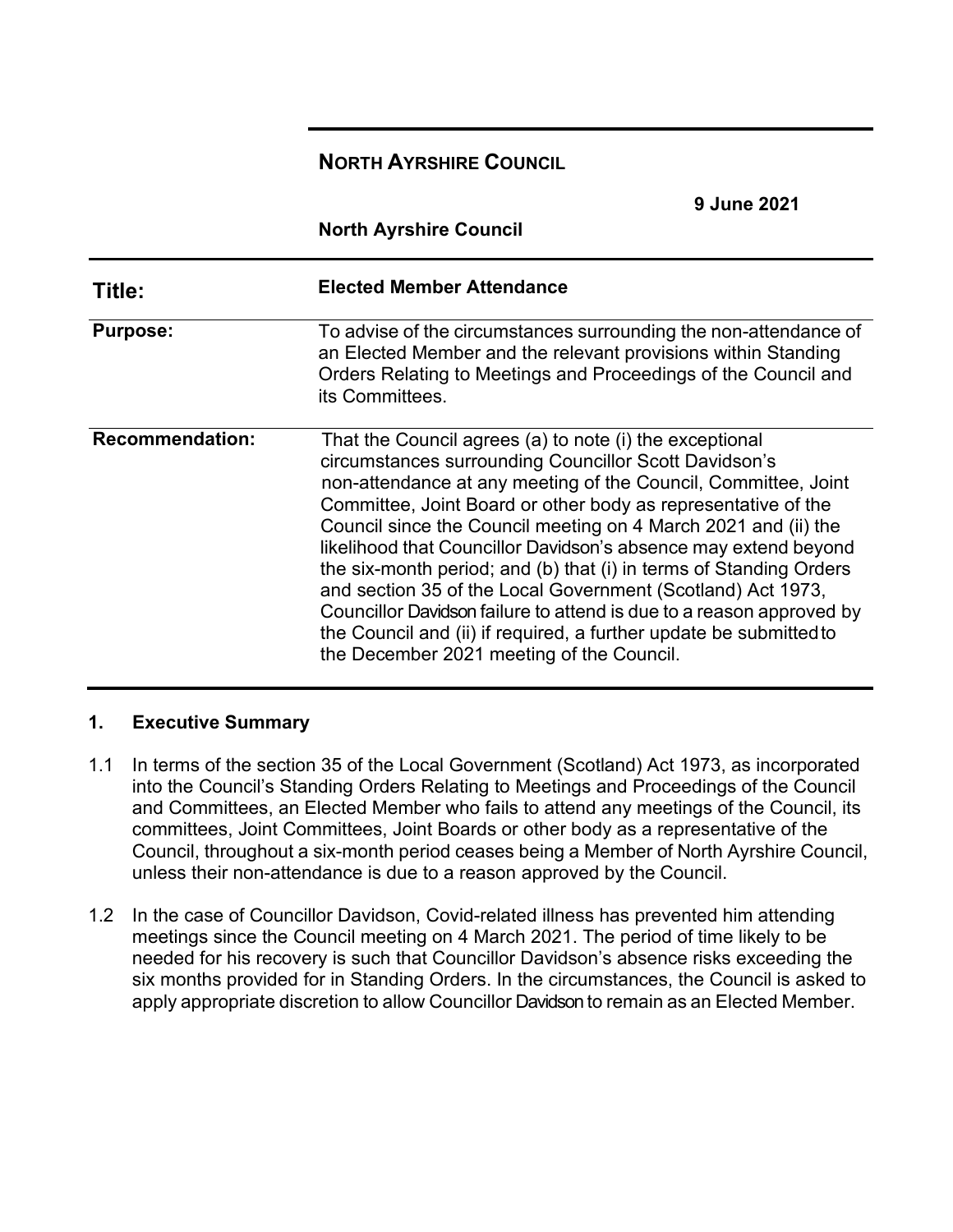**NORTH AYRSHIRE COUNCIL**

**9 June 2021**

**North Ayrshire Council**

| | |
|---|---|
| **Title:** | **Elected Member Attendance** |
| **Purpose:** | To advise of the circumstances surrounding the non-attendance of an Elected Member and the relevant provisions within Standing Orders Relating to Meetings and Proceedings of the Council and its Committees. |
| **Recommendation:** | That the Council agrees (a) to note (i) the exceptional circumstances surrounding Councillor Scott Davidson's non-attendance at any meeting of the Council, Committee, Joint Committee, Joint Board or other body as representative of the Council since the Council meeting on 4 March 2021 and (ii) the likelihood that Councillor Davidson's absence may extend beyond the six-month period; and (b) that (i) in terms of Standing Orders and section 35 of the Local Government (Scotland) Act 1973, Councillor Davidson failure to attend is due to a reason approved by the Council and (ii) if required, a further update be submitted to the December 2021 meeting of the Council. |

## 1. Executive Summary

1.1 In terms of the section 35 of the Local Government (Scotland) Act 1973, as incorporated into the Council's Standing Orders Relating to Meetings and Proceedings of the Council and Committees, an Elected Member who fails to attend any meetings of the Council, its committees, Joint Committees, Joint Boards or other body as a representative of the Council, throughout a six-month period ceases being a Member of North Ayrshire Council, unless their non-attendance is due to a reason approved by the Council.

1.2 In the case of Councillor Davidson, Covid-related illness has prevented him attending meetings since the Council meeting on 4 March 2021. The period of time likely to be needed for his recovery is such that Councillor Davidson's absence risks exceeding the six months provided for in Standing Orders. In the circumstances, the Council is asked to apply appropriate discretion to allow Councillor Davidson to remain as an Elected Member.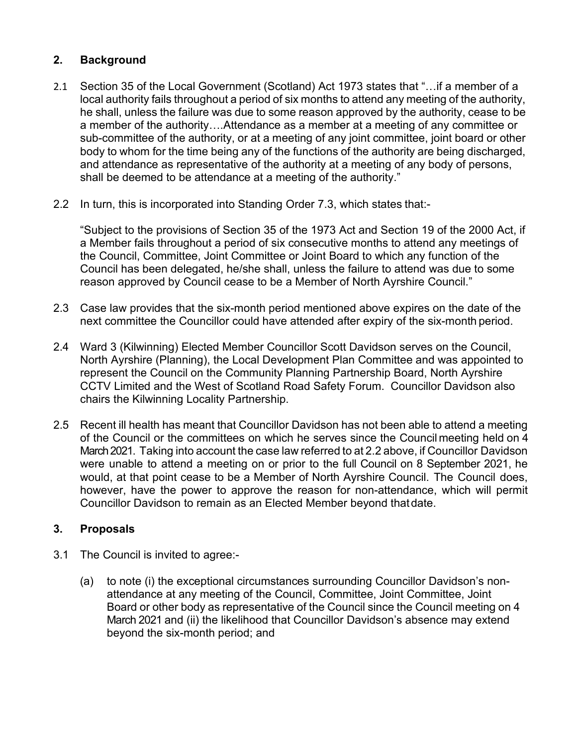## 2. Background

2.1 Section 35 of the Local Government (Scotland) Act 1973 states that "…if a member of a local authority fails throughout a period of six months to attend any meeting of the authority, he shall, unless the failure was due to some reason approved by the authority, cease to be a member of the authority….Attendance as a member at a meeting of any committee or sub-committee of the authority, or at a meeting of any joint committee, joint board or other body to whom for the time being any of the functions of the authority are being discharged, and attendance as representative of the authority at a meeting of any body of persons, shall be deemed to be attendance at a meeting of the authority."

2.2 In turn, this is incorporated into Standing Order 7.3, which states that:-

"Subject to the provisions of Section 35 of the 1973 Act and Section 19 of the 2000 Act, if a Member fails throughout a period of six consecutive months to attend any meetings of the Council, Committee, Joint Committee or Joint Board to which any function of the Council has been delegated, he/she shall, unless the failure to attend was due to some reason approved by Council cease to be a Member of North Ayrshire Council."

2.3 Case law provides that the six-month period mentioned above expires on the date of the next committee the Councillor could have attended after expiry of the six-month period.

2.4 Ward 3 (Kilwinning) Elected Member Councillor Scott Davidson serves on the Council, North Ayrshire (Planning), the Local Development Plan Committee and was appointed to represent the Council on the Community Planning Partnership Board, North Ayrshire CCTV Limited and the West of Scotland Road Safety Forum. Councillor Davidson also chairs the Kilwinning Locality Partnership.

2.5 Recent ill health has meant that Councillor Davidson has not been able to attend a meeting of the Council or the committees on which he serves since the Council meeting held on 4 March 2021. Taking into account the case law referred to at 2.2 above, if Councillor Davidson were unable to attend a meeting on or prior to the full Council on 8 September 2021, he would, at that point cease to be a Member of North Ayrshire Council. The Council does, however, have the power to approve the reason for non-attendance, which will permit Councillor Davidson to remain as an Elected Member beyond that date.

## 3. Proposals

3.1 The Council is invited to agree:-

(a) to note (i) the exceptional circumstances surrounding Councillor Davidson's non-attendance at any meeting of the Council, Committee, Joint Committee, Joint Board or other body as representative of the Council since the Council meeting on 4 March 2021 and (ii) the likelihood that Councillor Davidson's absence may extend beyond the six-month period; and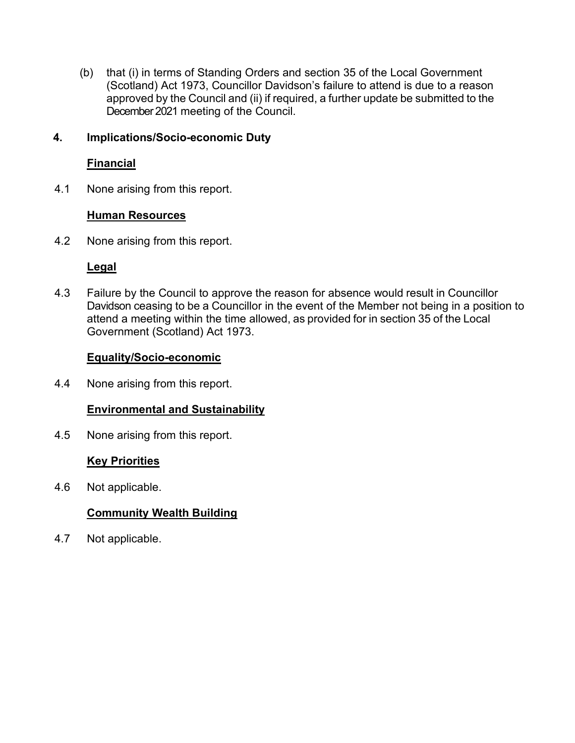(b) that (i) in terms of Standing Orders and section 35 of the Local Government (Scotland) Act 1973, Councillor Davidson's failure to attend is due to a reason approved by the Council and (ii) if required, a further update be submitted to the December 2021 meeting of the Council.

## 4. Implications/Socio-economic Duty

**Financial**

4.1 None arising from this report.

**Human Resources**

4.2 None arising from this report.

**Legal**

4.3 Failure by the Council to approve the reason for absence would result in Councillor Davidson ceasing to be a Councillor in the event of the Member not being in a position to attend a meeting within the time allowed, as provided for in section 35 of the Local Government (Scotland) Act 1973.

**Equality/Socio-economic**

4.4 None arising from this report.

**Environmental and Sustainability**

4.5 None arising from this report.

**Key Priorities**

4.6 Not applicable.

**Community Wealth Building**

4.7 Not applicable.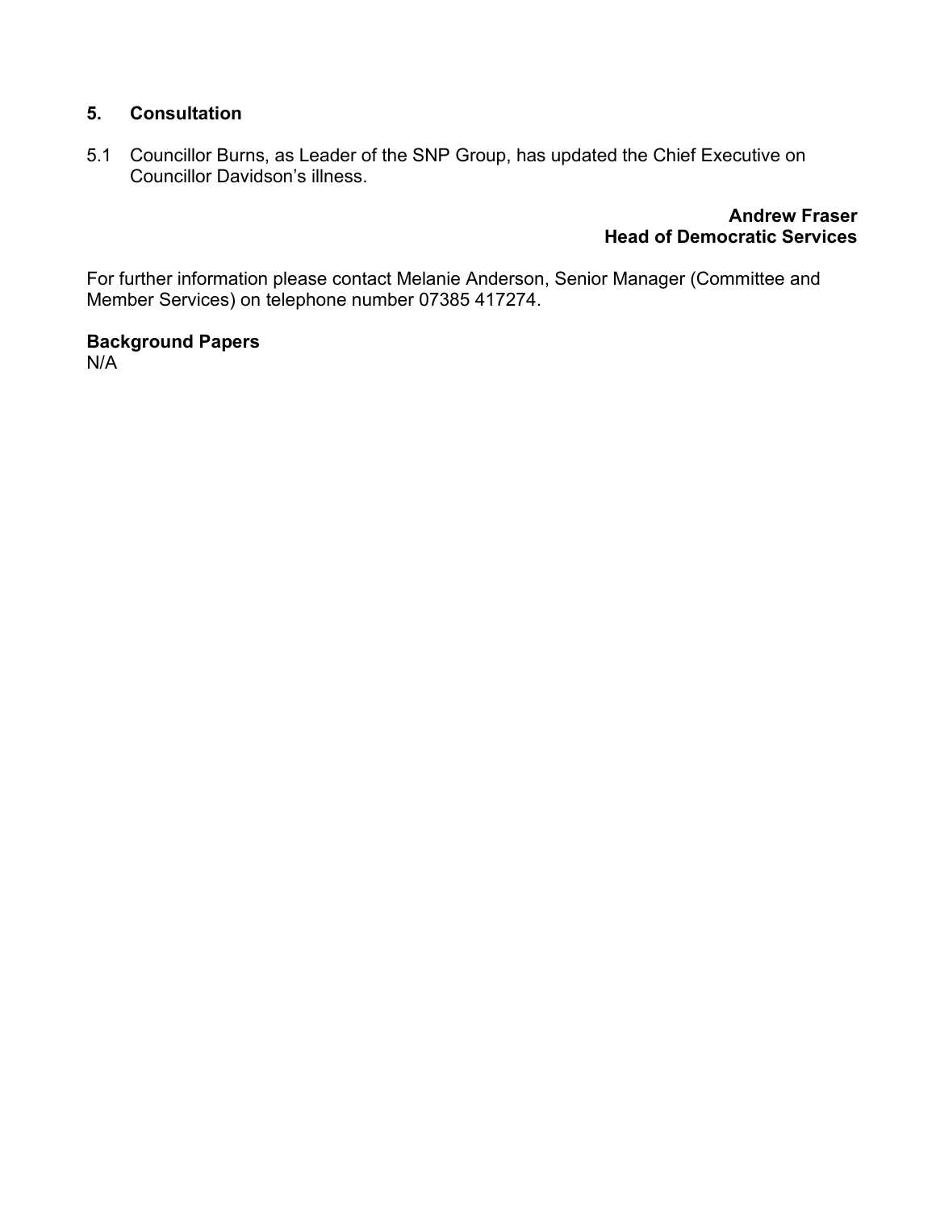## 5. Consultation

5.1 Councillor Burns, as Leader of the SNP Group, has updated the Chief Executive on Councillor Davidson's illness.

**Andrew Fraser**
**Head of Democratic Services**

For further information please contact Melanie Anderson, Senior Manager (Committee and Member Services) on telephone number 07385 417274.

**Background Papers**
N/A